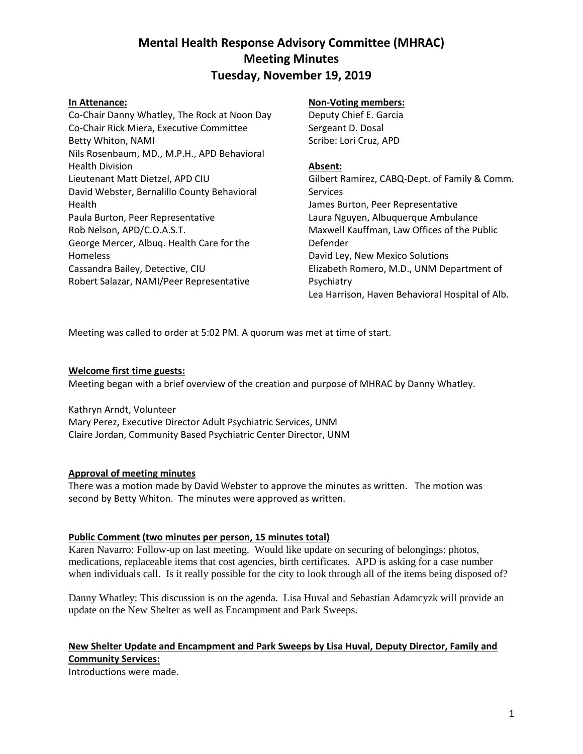# Mental Health Response Advisory Committee (MHRAC)
# Meeting Minutes
# Tuesday, November 19, 2019

**In Attenance:**

Co-Chair Danny Whatley, The Rock at Noon Day
Co-Chair Rick Miera, Executive Committee
Betty Whiton, NAMI
Nils Rosenbaum, MD., M.P.H., APD Behavioral Health Division
Lieutenant Matt Dietzel, APD CIU
David Webster, Bernalillo County Behavioral Health
Paula Burton, Peer Representative
Rob Nelson, APD/C.O.A.S.T.
George Mercer, Albuq. Health Care for the Homeless
Cassandra Bailey, Detective, CIU
Robert Salazar, NAMI/Peer Representative

**Non-Voting members:**

Deputy Chief E. Garcia
Sergeant D. Dosal
Scribe: Lori Cruz, APD

**Absent:**

Gilbert Ramirez, CABQ-Dept. of Family & Comm. Services
James Burton, Peer Representative
Laura Nguyen, Albuquerque Ambulance
Maxwell Kauffman, Law Offices of the Public Defender
David Ley, New Mexico Solutions
Elizabeth Romero, M.D., UNM Department of Psychiatry
Lea Harrison, Haven Behavioral Hospital of Alb.

Meeting was called to order at 5:02 PM. A quorum was met at time of start.

**Welcome first time guests:**

Meeting began with a brief overview of the creation and purpose of MHRAC by Danny Whatley.

Kathryn Arndt, Volunteer
Mary Perez, Executive Director Adult Psychiatric Services, UNM
Claire Jordan, Community Based Psychiatric Center Director, UNM

**Approval of meeting minutes**

There was a motion made by David Webster to approve the minutes as written. The motion was second by Betty Whiton. The minutes were approved as written.

**Public Comment (two minutes per person, 15 minutes total)**

Karen Navarro: Follow-up on last meeting. Would like update on securing of belongings: photos, medications, replaceable items that cost agencies, birth certificates. APD is asking for a case number when individuals call. Is it really possible for the city to look through all of the items being disposed of?

Danny Whatley: This discussion is on the agenda. Lisa Huval and Sebastian Adamcyzk will provide an update on the New Shelter as well as Encampment and Park Sweeps.

**New Shelter Update and Encampment and Park Sweeps by Lisa Huval, Deputy Director, Family and Community Services:**

Introductions were made.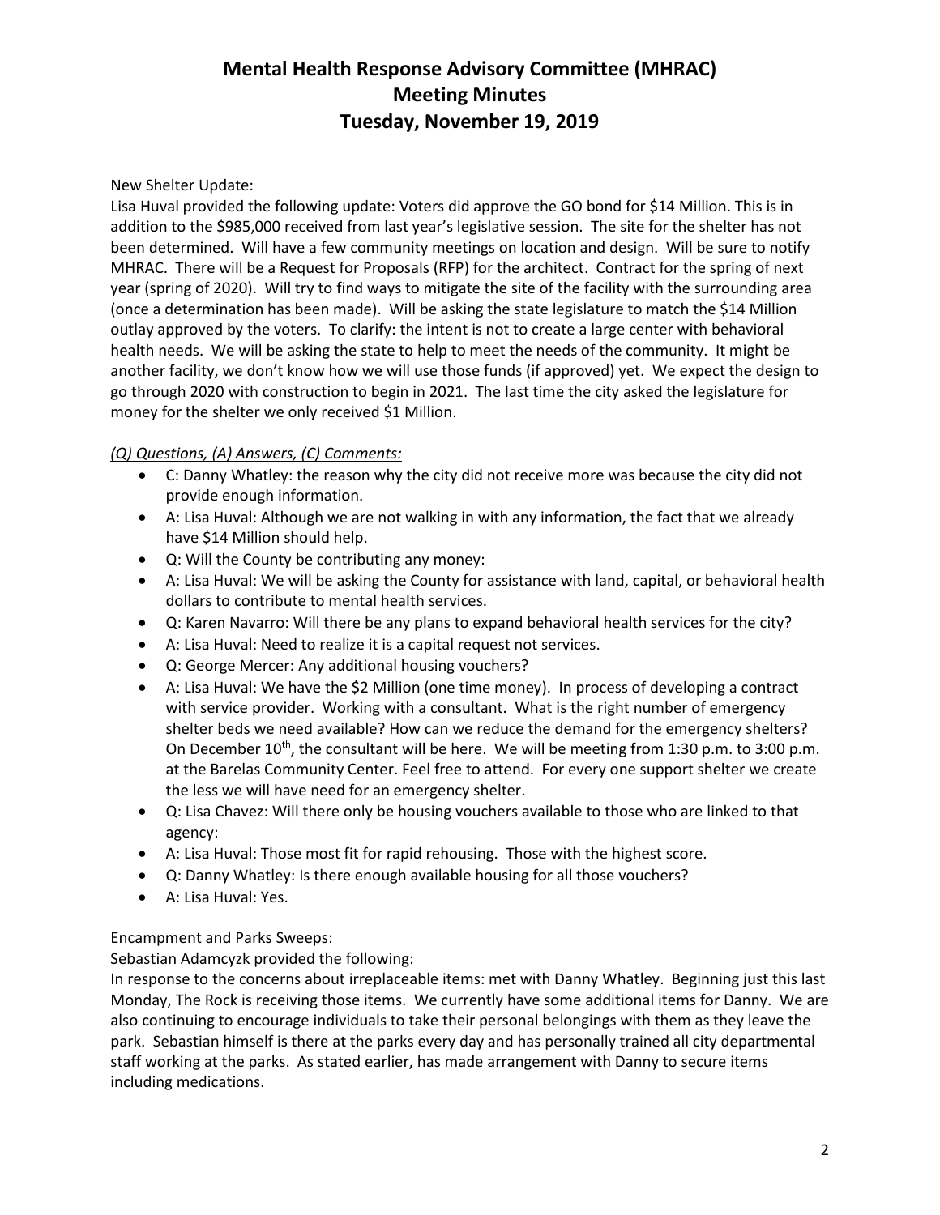# Mental Health Response Advisory Committee (MHRAC)
# Meeting Minutes
# Tuesday, November 19, 2019

New Shelter Update:

Lisa Huval provided the following update: Voters did approve the GO bond for $14 Million. This is in addition to the $985,000 received from last year's legislative session. The site for the shelter has not been determined. Will have a few community meetings on location and design. Will be sure to notify MHRAC. There will be a Request for Proposals (RFP) for the architect. Contract for the spring of next year (spring of 2020). Will try to find ways to mitigate the site of the facility with the surrounding area (once a determination has been made). Will be asking the state legislature to match the $14 Million outlay approved by the voters. To clarify: the intent is not to create a large center with behavioral health needs. We will be asking the state to help to meet the needs of the community. It might be another facility, we don't know how we will use those funds (if approved) yet. We expect the design to go through 2020 with construction to begin in 2021. The last time the city asked the legislature for money for the shelter we only received $1 Million.

*(Q) Questions, (A) Answers, (C) Comments:*

- C: Danny Whatley: the reason why the city did not receive more was because the city did not provide enough information.
- A: Lisa Huval: Although we are not walking in with any information, the fact that we already have $14 Million should help.
- Q: Will the County be contributing any money:
- A: Lisa Huval: We will be asking the County for assistance with land, capital, or behavioral health dollars to contribute to mental health services.
- Q: Karen Navarro: Will there be any plans to expand behavioral health services for the city?
- A: Lisa Huval: Need to realize it is a capital request not services.
- Q: George Mercer: Any additional housing vouchers?
- A: Lisa Huval: We have the $2 Million (one time money). In process of developing a contract with service provider. Working with a consultant. What is the right number of emergency shelter beds we need available? How can we reduce the demand for the emergency shelters? On December 10th, the consultant will be here. We will be meeting from 1:30 p.m. to 3:00 p.m. at the Barelas Community Center. Feel free to attend. For every one support shelter we create the less we will have need for an emergency shelter.
- Q: Lisa Chavez: Will there only be housing vouchers available to those who are linked to that agency:
- A: Lisa Huval: Those most fit for rapid rehousing. Those with the highest score.
- Q: Danny Whatley: Is there enough available housing for all those vouchers?
- A: Lisa Huval: Yes.

Encampment and Parks Sweeps:

Sebastian Adamcyzk provided the following:

In response to the concerns about irreplaceable items: met with Danny Whatley. Beginning just this last Monday, The Rock is receiving those items. We currently have some additional items for Danny. We are also continuing to encourage individuals to take their personal belongings with them as they leave the park. Sebastian himself is there at the parks every day and has personally trained all city departmental staff working at the parks. As stated earlier, has made arrangement with Danny to secure items including medications.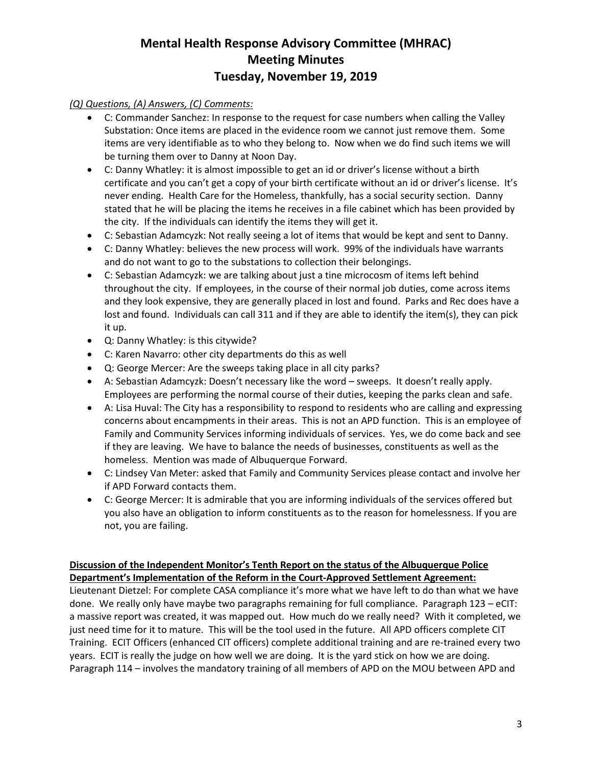# Mental Health Response Advisory Committee (MHRAC)
# Meeting Minutes
# Tuesday, November 19, 2019

*(Q) Questions, (A) Answers, (C) Comments:*

- C: Commander Sanchez: In response to the request for case numbers when calling the Valley Substation: Once items are placed in the evidence room we cannot just remove them. Some items are very identifiable as to who they belong to. Now when we do find such items we will be turning them over to Danny at Noon Day.
- C: Danny Whatley: it is almost impossible to get an id or driver's license without a birth certificate and you can't get a copy of your birth certificate without an id or driver's license. It's never ending. Health Care for the Homeless, thankfully, has a social security section. Danny stated that he will be placing the items he receives in a file cabinet which has been provided by the city. If the individuals can identify the items they will get it.
- C: Sebastian Adamcyzk: Not really seeing a lot of items that would be kept and sent to Danny.
- C: Danny Whatley: believes the new process will work. 99% of the individuals have warrants and do not want to go to the substations to collection their belongings.
- C: Sebastian Adamcyzk: we are talking about just a tine microcosm of items left behind throughout the city. If employees, in the course of their normal job duties, come across items and they look expensive, they are generally placed in lost and found. Parks and Rec does have a lost and found. Individuals can call 311 and if they are able to identify the item(s), they can pick it up.
- Q: Danny Whatley: is this citywide?
- C: Karen Navarro: other city departments do this as well
- Q: George Mercer: Are the sweeps taking place in all city parks?
- A: Sebastian Adamcyzk: Doesn't necessary like the word – sweeps. It doesn't really apply. Employees are performing the normal course of their duties, keeping the parks clean and safe.
- A: Lisa Huval: The City has a responsibility to respond to residents who are calling and expressing concerns about encampments in their areas. This is not an APD function. This is an employee of Family and Community Services informing individuals of services. Yes, we do come back and see if they are leaving. We have to balance the needs of businesses, constituents as well as the homeless. Mention was made of Albuquerque Forward.
- C: Lindsey Van Meter: asked that Family and Community Services please contact and involve her if APD Forward contacts them.
- C: George Mercer: It is admirable that you are informing individuals of the services offered but you also have an obligation to inform constituents as to the reason for homelessness. If you are not, you are failing.

**Discussion of the Independent Monitor's Tenth Report on the status of the Albuquerque Police Department's Implementation of the Reform in the Court-Approved Settlement Agreement:**

Lieutenant Dietzel: For complete CASA compliance it's more what we have left to do than what we have done. We really only have maybe two paragraphs remaining for full compliance. Paragraph 123 – eCIT: a massive report was created, it was mapped out. How much do we really need? With it completed, we just need time for it to mature. This will be the tool used in the future. All APD officers complete CIT Training. ECIT Officers (enhanced CIT officers) complete additional training and are re-trained every two years. ECIT is really the judge on how well we are doing. It is the yard stick on how we are doing. Paragraph 114 – involves the mandatory training of all members of APD on the MOU between APD and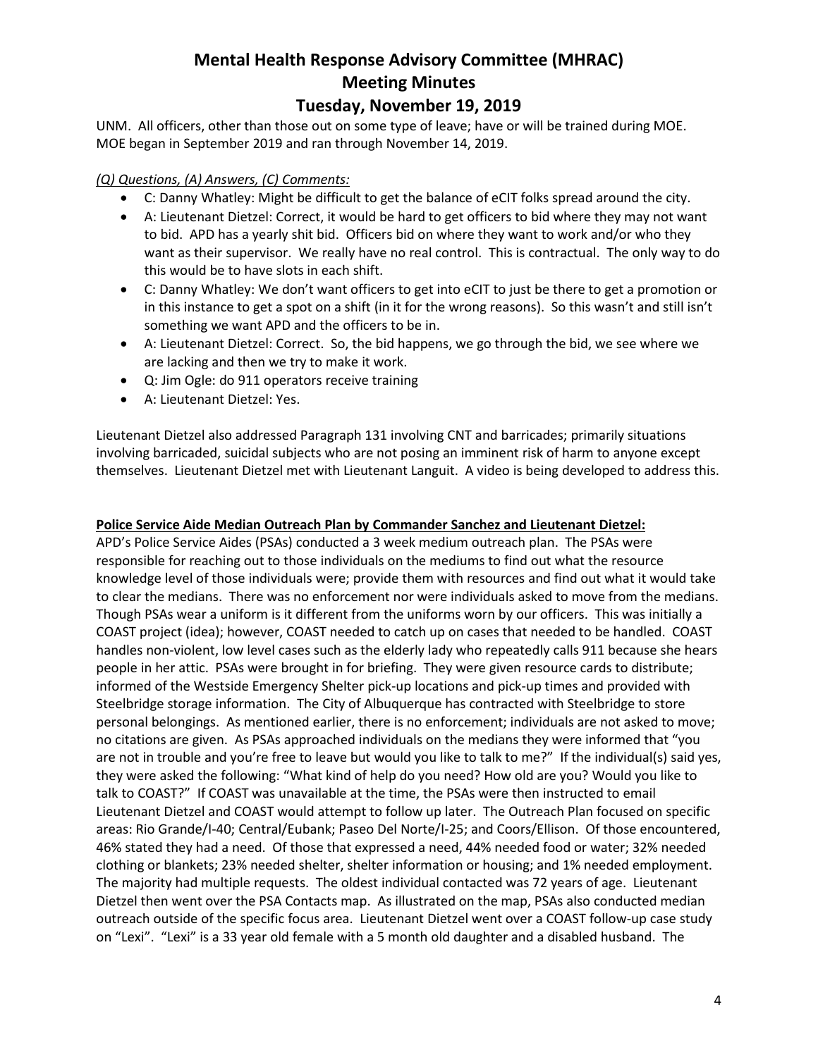UNM. All officers, other than those out on some type of leave; have or will be trained during MOE. MOE began in September 2019 and ran through November 14, 2019.

*(Q) Questions, (A) Answers, (C) Comments:*

- C: Danny Whatley: Might be difficult to get the balance of eCIT folks spread around the city.
- A: Lieutenant Dietzel: Correct, it would be hard to get officers to bid where they may not want to bid. APD has a yearly shit bid. Officers bid on where they want to work and/or who they want as their supervisor. We really have no real control. This is contractual. The only way to do this would be to have slots in each shift.
- C: Danny Whatley: We don't want officers to get into eCIT to just be there to get a promotion or in this instance to get a spot on a shift (in it for the wrong reasons). So this wasn't and still isn't something we want APD and the officers to be in.
- A: Lieutenant Dietzel: Correct. So, the bid happens, we go through the bid, we see where we are lacking and then we try to make it work.
- Q: Jim Ogle: do 911 operators receive training
- A: Lieutenant Dietzel: Yes.

Lieutenant Dietzel also addressed Paragraph 131 involving CNT and barricades; primarily situations involving barricaded, suicidal subjects who are not posing an imminent risk of harm to anyone except themselves. Lieutenant Dietzel met with Lieutenant Languit. A video is being developed to address this.

**Police Service Aide Median Outreach Plan by Commander Sanchez and Lieutenant Dietzel:**

APD's Police Service Aides (PSAs) conducted a 3 week medium outreach plan. The PSAs were responsible for reaching out to those individuals on the mediums to find out what the resource knowledge level of those individuals were; provide them with resources and find out what it would take to clear the medians. There was no enforcement nor were individuals asked to move from the medians. Though PSAs wear a uniform is it different from the uniforms worn by our officers. This was initially a COAST project (idea); however, COAST needed to catch up on cases that needed to be handled. COAST handles non-violent, low level cases such as the elderly lady who repeatedly calls 911 because she hears people in her attic. PSAs were brought in for briefing. They were given resource cards to distribute; informed of the Westside Emergency Shelter pick-up locations and pick-up times and provided with Steelbridge storage information. The City of Albuquerque has contracted with Steelbridge to store personal belongings. As mentioned earlier, there is no enforcement; individuals are not asked to move; no citations are given. As PSAs approached individuals on the medians they were informed that "you are not in trouble and you're free to leave but would you like to talk to me?" If the individual(s) said yes, they were asked the following: "What kind of help do you need? How old are you? Would you like to talk to COAST?" If COAST was unavailable at the time, the PSAs were then instructed to email Lieutenant Dietzel and COAST would attempt to follow up later. The Outreach Plan focused on specific areas: Rio Grande/I-40; Central/Eubank; Paseo Del Norte/I-25; and Coors/Ellison. Of those encountered, 46% stated they had a need. Of those that expressed a need, 44% needed food or water; 32% needed clothing or blankets; 23% needed shelter, shelter information or housing; and 1% needed employment. The majority had multiple requests. The oldest individual contacted was 72 years of age. Lieutenant Dietzel then went over the PSA Contacts map. As illustrated on the map, PSAs also conducted median outreach outside of the specific focus area. Lieutenant Dietzel went over a COAST follow-up case study on "Lexi". "Lexi" is a 33 year old female with a 5 month old daughter and a disabled husband. The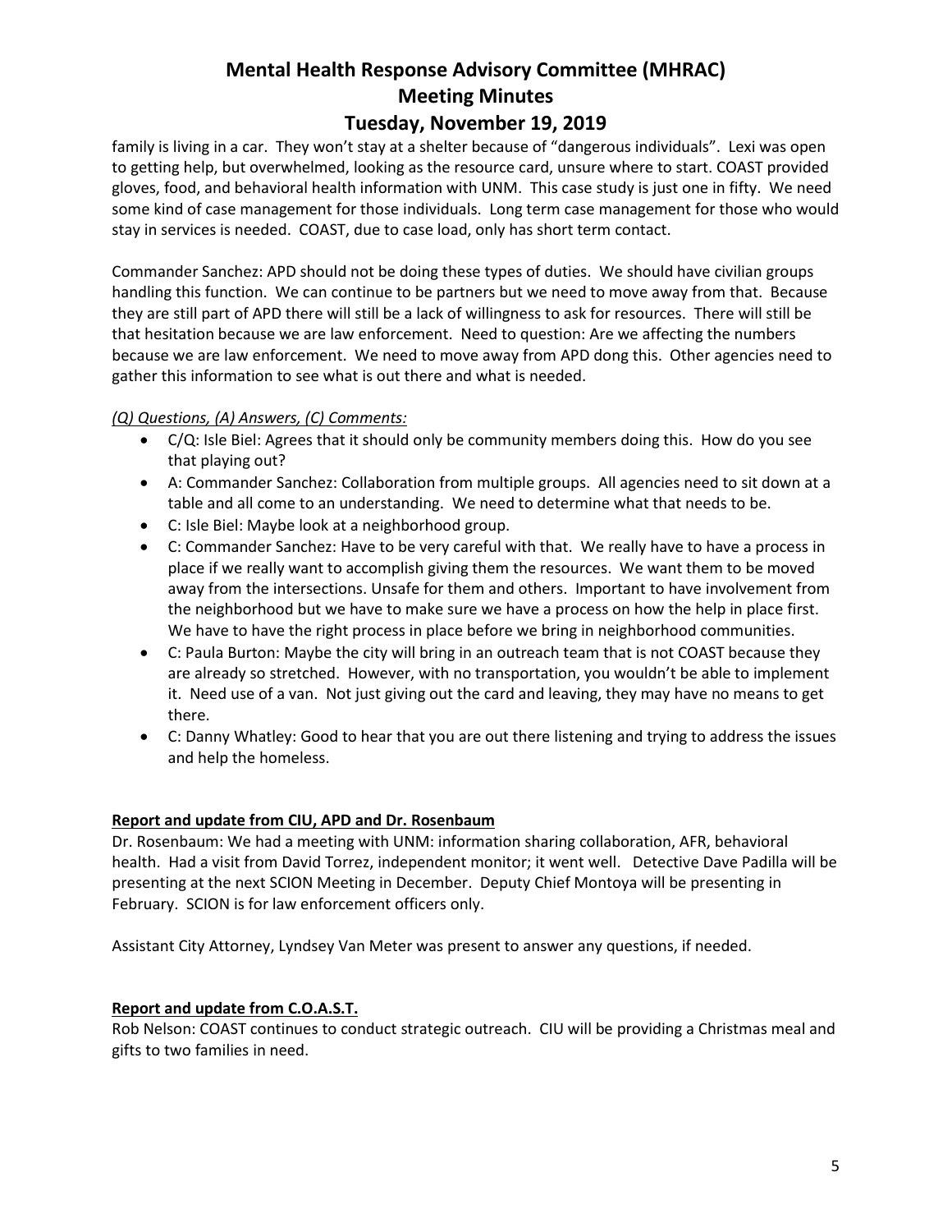family is living in a car. They won't stay at a shelter because of "dangerous individuals". Lexi was open to getting help, but overwhelmed, looking as the resource card, unsure where to start. COAST provided gloves, food, and behavioral health information with UNM. This case study is just one in fifty. We need some kind of case management for those individuals. Long term case management for those who would stay in services is needed. COAST, due to case load, only has short term contact.

Commander Sanchez: APD should not be doing these types of duties. We should have civilian groups handling this function. We can continue to be partners but we need to move away from that. Because they are still part of APD there will still be a lack of willingness to ask for resources. There will still be that hesitation because we are law enforcement. Need to question: Are we affecting the numbers because we are law enforcement. We need to move away from APD dong this. Other agencies need to gather this information to see what is out there and what is needed.

*(Q) Questions, (A) Answers, (C) Comments:*

- C/Q: Isle Biel: Agrees that it should only be community members doing this. How do you see that playing out?
- A: Commander Sanchez: Collaboration from multiple groups. All agencies need to sit down at a table and all come to an understanding. We need to determine what that needs to be.
- C: Isle Biel: Maybe look at a neighborhood group.
- C: Commander Sanchez: Have to be very careful with that. We really have to have a process in place if we really want to accomplish giving them the resources. We want them to be moved away from the intersections. Unsafe for them and others. Important to have involvement from the neighborhood but we have to make sure we have a process on how the help in place first. We have to have the right process in place before we bring in neighborhood communities.
- C: Paula Burton: Maybe the city will bring in an outreach team that is not COAST because they are already so stretched. However, with no transportation, you wouldn't be able to implement it. Need use of a van. Not just giving out the card and leaving, they may have no means to get there.
- C: Danny Whatley: Good to hear that you are out there listening and trying to address the issues and help the homeless.

**Report and update from CIU, APD and Dr. Rosenbaum**

Dr. Rosenbaum: We had a meeting with UNM: information sharing collaboration, AFR, behavioral health. Had a visit from David Torrez, independent monitor; it went well. Detective Dave Padilla will be presenting at the next SCION Meeting in December. Deputy Chief Montoya will be presenting in February. SCION is for law enforcement officers only.

Assistant City Attorney, Lyndsey Van Meter was present to answer any questions, if needed.

**Report and update from C.O.A.S.T.**

Rob Nelson: COAST continues to conduct strategic outreach. CIU will be providing a Christmas meal and gifts to two families in need.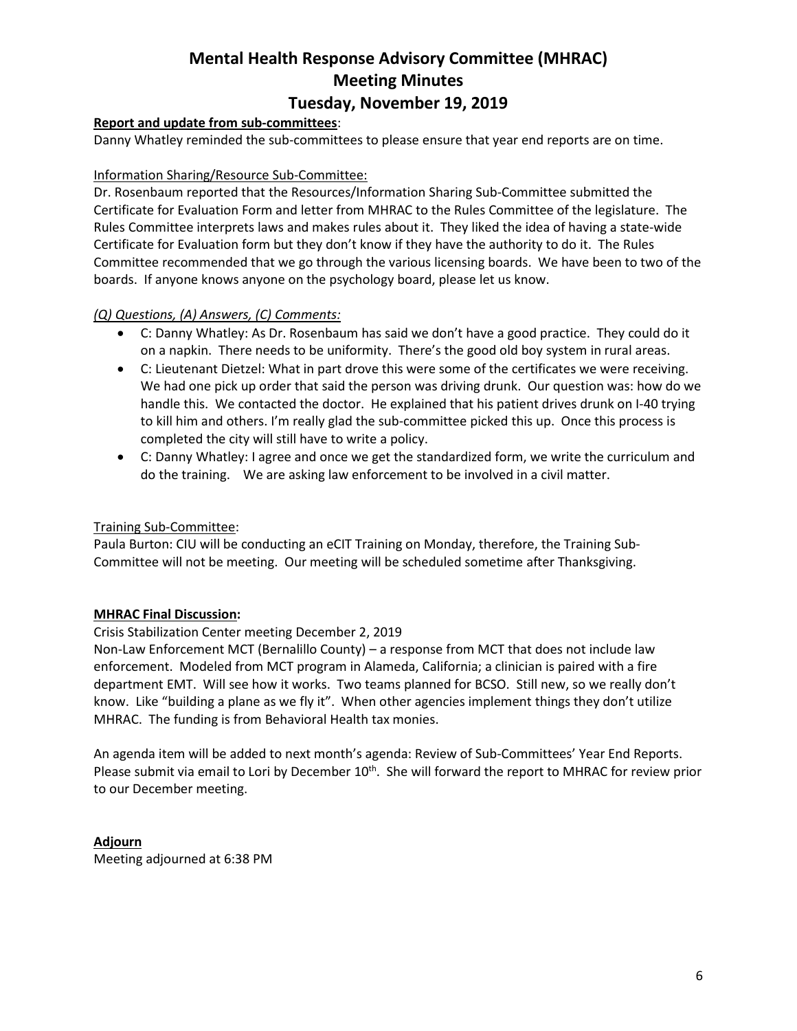# Mental Health Response Advisory Committee (MHRAC)
# Meeting Minutes
# Tuesday, November 19, 2019

**Report and update from sub-committees**:

Danny Whatley reminded the sub-committees to please ensure that year end reports are on time.

Information Sharing/Resource Sub-Committee:

Dr. Rosenbaum reported that the Resources/Information Sharing Sub-Committee submitted the Certificate for Evaluation Form and letter from MHRAC to the Rules Committee of the legislature. The Rules Committee interprets laws and makes rules about it. They liked the idea of having a state-wide Certificate for Evaluation form but they don't know if they have the authority to do it. The Rules Committee recommended that we go through the various licensing boards. We have been to two of the boards. If anyone knows anyone on the psychology board, please let us know.

*(Q) Questions, (A) Answers, (C) Comments:*

- C: Danny Whatley: As Dr. Rosenbaum has said we don't have a good practice. They could do it on a napkin. There needs to be uniformity. There's the good old boy system in rural areas.
- C: Lieutenant Dietzel: What in part drove this were some of the certificates we were receiving. We had one pick up order that said the person was driving drunk. Our question was: how do we handle this. We contacted the doctor. He explained that his patient drives drunk on I-40 trying to kill him and others. I'm really glad the sub-committee picked this up. Once this process is completed the city will still have to write a policy.
- C: Danny Whatley: I agree and once we get the standardized form, we write the curriculum and do the training. We are asking law enforcement to be involved in a civil matter.

Training Sub-Committee:

Paula Burton: CIU will be conducting an eCIT Training on Monday, therefore, the Training Sub-Committee will not be meeting. Our meeting will be scheduled sometime after Thanksgiving.

**MHRAC Final Discussion:**

Crisis Stabilization Center meeting December 2, 2019

Non-Law Enforcement MCT (Bernalillo County) – a response from MCT that does not include law enforcement. Modeled from MCT program in Alameda, California; a clinician is paired with a fire department EMT. Will see how it works. Two teams planned for BCSO. Still new, so we really don't know. Like "building a plane as we fly it". When other agencies implement things they don't utilize MHRAC. The funding is from Behavioral Health tax monies.

An agenda item will be added to next month's agenda: Review of Sub-Committees' Year End Reports. Please submit via email to Lori by December 10th. She will forward the report to MHRAC for review prior to our December meeting.

**Adjourn**

Meeting adjourned at 6:38 PM